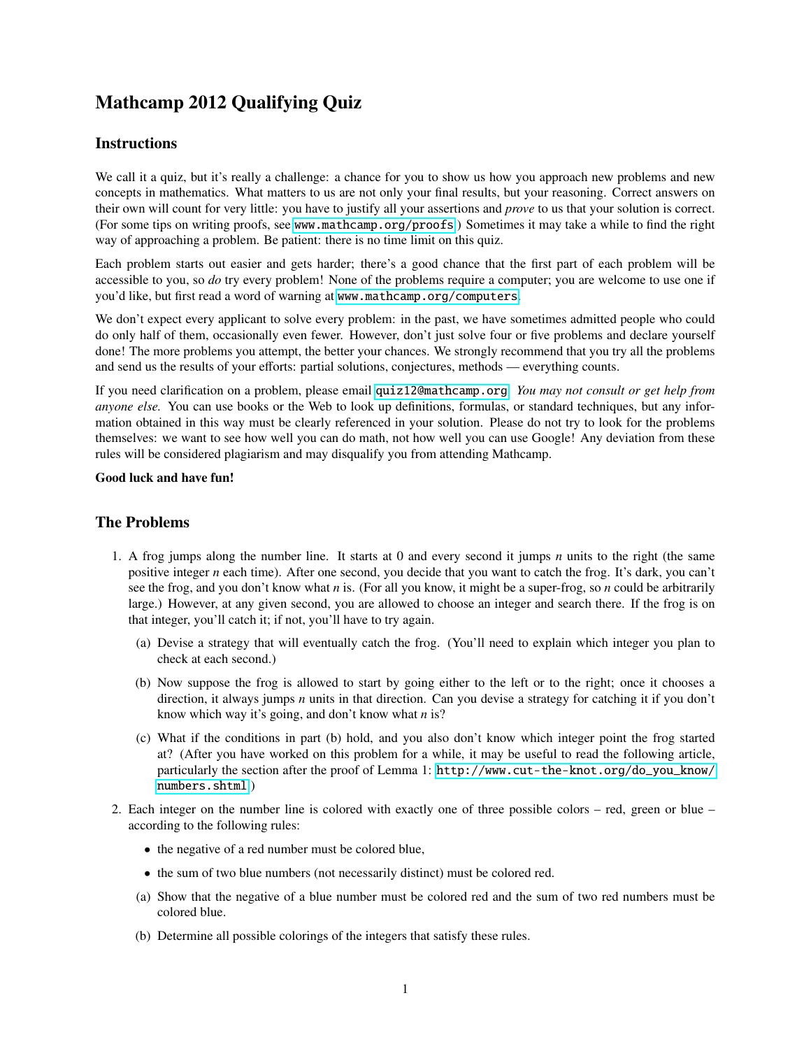# Mathcamp 2012 Qualifying Quiz

## Instructions

We call it a quiz, but it's really a challenge: a chance for you to show us how you approach new problems and new concepts in mathematics. What matters to us are not only your final results, but your reasoning. Correct answers on their own will count for very little: you have to justify all your assertions and *prove* to us that your solution is correct. (For some tips on writing proofs, see www.mathcamp.org/proofs.) Sometimes it may take a while to find the right way of approaching a problem. Be patient: there is no time limit on this quiz.

Each problem starts out easier and gets harder; there's a good chance that the first part of each problem will be accessible to you, so *do* try every problem! None of the problems require a computer; you are welcome to use one if you'd like, but first read a word of warning at www.mathcamp.org/computers.

We don't expect every applicant to solve every problem: in the past, we have sometimes admitted people who could do only half of them, occasionally even fewer. However, don't just solve four or five problems and declare yourself done! The more problems you attempt, the better your chances. We strongly recommend that you try all the problems and send us the results of your efforts: partial solutions, conjectures, methods — everything counts.

If you need clarification on a problem, please email quiz12@mathcamp.org. *You may not consult or get help from anyone else.* You can use books or the Web to look up definitions, formulas, or standard techniques, but any information obtained in this way must be clearly referenced in your solution. Please do not try to look for the problems themselves: we want to see how well you can do math, not how well you can use Google! Any deviation from these rules will be considered plagiarism and may disqualify you from attending Mathcamp.

**Good luck and have fun!**

## The Problems

1. A frog jumps along the number line. It starts at 0 and every second it jumps $n$ units to the right (the same positive integer $n$ each time). After one second, you decide that you want to catch the frog. It's dark, you can't see the frog, and you don't know what $n$ is. (For all you know, it might be a super-frog, so $n$ could be arbitrarily large.) However, at any given second, you are allowed to choose an integer and search there. If the frog is on that integer, you'll catch it; if not, you'll have to try again.

   (a) Devise a strategy that will eventually catch the frog. (You'll need to explain which integer you plan to check at each second.)

   (b) Now suppose the frog is allowed to start by going either to the left or to the right; once it chooses a direction, it always jumps $n$ units in that direction. Can you devise a strategy for catching it if you don't know which way it's going, and don't know what $n$ is?

   (c) What if the conditions in part (b) hold, and you also don't know which integer point the frog started at? (After you have worked on this problem for a while, it may be useful to read the following article, particularly the section after the proof of Lemma 1: http://www.cut-the-knot.org/do_you_know/numbers.shtml.)

2. Each integer on the number line is colored with exactly one of three possible colors – red, green or blue – according to the following rules:

   - the negative of a red number must be colored blue,
   - the sum of two blue numbers (not necessarily distinct) must be colored red.

   (a) Show that the negative of a blue number must be colored red and the sum of two red numbers must be colored blue.

   (b) Determine all possible colorings of the integers that satisfy these rules.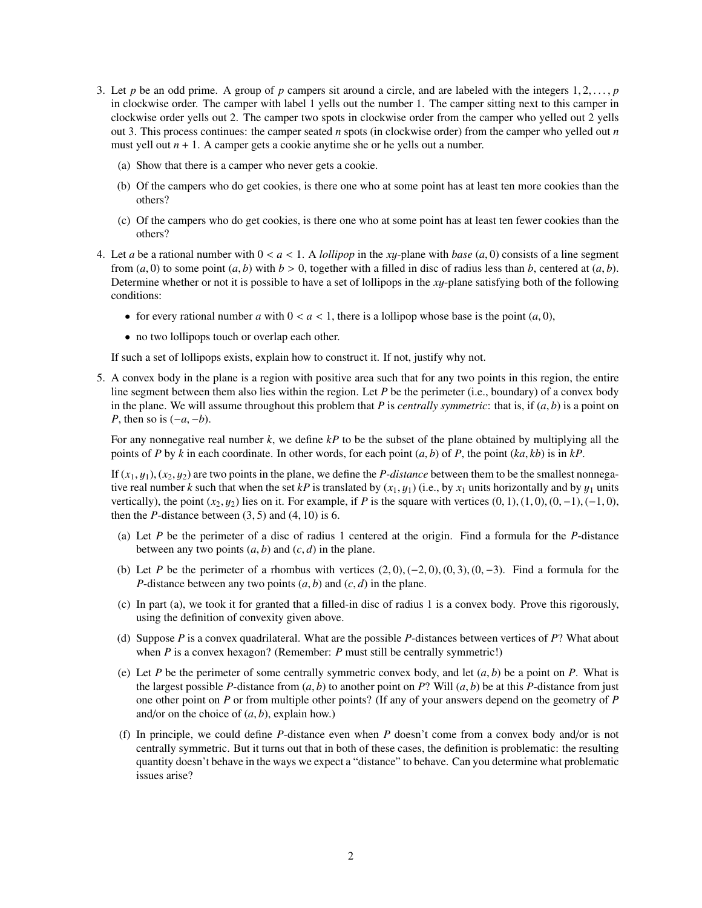3. Let $p$ be an odd prime. A group of $p$ campers sit around a circle, and are labeled with the integers $1, 2, \ldots, p$ in clockwise order. The camper with label 1 yells out the number 1. The camper sitting next to this camper in clockwise order yells out 2. The camper two spots in clockwise order from the camper who yelled out 2 yells out 3. This process continues: the camper seated $n$ spots (in clockwise order) from the camper who yelled out $n$ must yell out $n + 1$. A camper gets a cookie anytime she or he yells out a number.

   (a) Show that there is a camper who never gets a cookie.

   (b) Of the campers who do get cookies, is there one who at some point has at least ten more cookies than the others?

   (c) Of the campers who do get cookies, is there one who at some point has at least ten fewer cookies than the others?

4. Let $a$ be a rational number with $0 < a < 1$. A *lollipop* in the $xy$-plane with *base* $(a, 0)$ consists of a line segment from $(a, 0)$ to some point $(a, b)$ with $b > 0$, together with a filled in disc of radius less than $b$, centered at $(a, b)$. Determine whether or not it is possible to have a set of lollipops in the $xy$-plane satisfying both of the following conditions:

   - for every rational number $a$ with $0 < a < 1$, there is a lollipop whose base is the point $(a, 0)$,
   - no two lollipops touch or overlap each other.

   If such a set of lollipops exists, explain how to construct it. If not, justify why not.

5. A convex body in the plane is a region with positive area such that for any two points in this region, the entire line segment between them also lies within the region. Let $P$ be the perimeter (i.e., boundary) of a convex body in the plane. We will assume throughout this problem that $P$ is *centrally symmetric*: that is, if $(a, b)$ is a point on $P$, then so is $(-a, -b)$.

   For any nonnegative real number $k$, we define $kP$ to be the subset of the plane obtained by multiplying all the points of $P$ by $k$ in each coordinate. In other words, for each point $(a, b)$ of $P$, the point $(ka, kb)$ is in $kP$.

   If $(x_1, y_1), (x_2, y_2)$ are two points in the plane, we define the *P-distance* between them to be the smallest nonnegative real number $k$ such that when the set $kP$ is translated by $(x_1, y_1)$ (i.e., by $x_1$ units horizontally and by $y_1$ units vertically), the point $(x_2, y_2)$ lies on it. For example, if $P$ is the square with vertices $(0, 1), (1, 0), (0, -1), (-1, 0)$, then the $P$-distance between $(3, 5)$ and $(4, 10)$ is 6.

   (a) Let $P$ be the perimeter of a disc of radius 1 centered at the origin. Find a formula for the $P$-distance between any two points $(a, b)$ and $(c, d)$ in the plane.

   (b) Let $P$ be the perimeter of a rhombus with vertices $(2, 0), (-2, 0), (0, 3), (0, -3)$. Find a formula for the $P$-distance between any two points $(a, b)$ and $(c, d)$ in the plane.

   (c) In part (a), we took it for granted that a filled-in disc of radius 1 is a convex body. Prove this rigorously, using the definition of convexity given above.

   (d) Suppose $P$ is a convex quadrilateral. What are the possible $P$-distances between vertices of $P$? What about when $P$ is a convex hexagon? (Remember: $P$ must still be centrally symmetric!)

   (e) Let $P$ be the perimeter of some centrally symmetric convex body, and let $(a, b)$ be a point on $P$. What is the largest possible $P$-distance from $(a, b)$ to another point on $P$? Will $(a, b)$ be at this $P$-distance from just one other point on $P$ or from multiple other points? (If any of your answers depend on the geometry of $P$ and/or on the choice of $(a, b)$, explain how.)

   (f) In principle, we could define $P$-distance even when $P$ doesn't come from a convex body and/or is not centrally symmetric. But it turns out that in both of these cases, the definition is problematic: the resulting quantity doesn't behave in the ways we expect a "distance" to behave. Can you determine what problematic issues arise?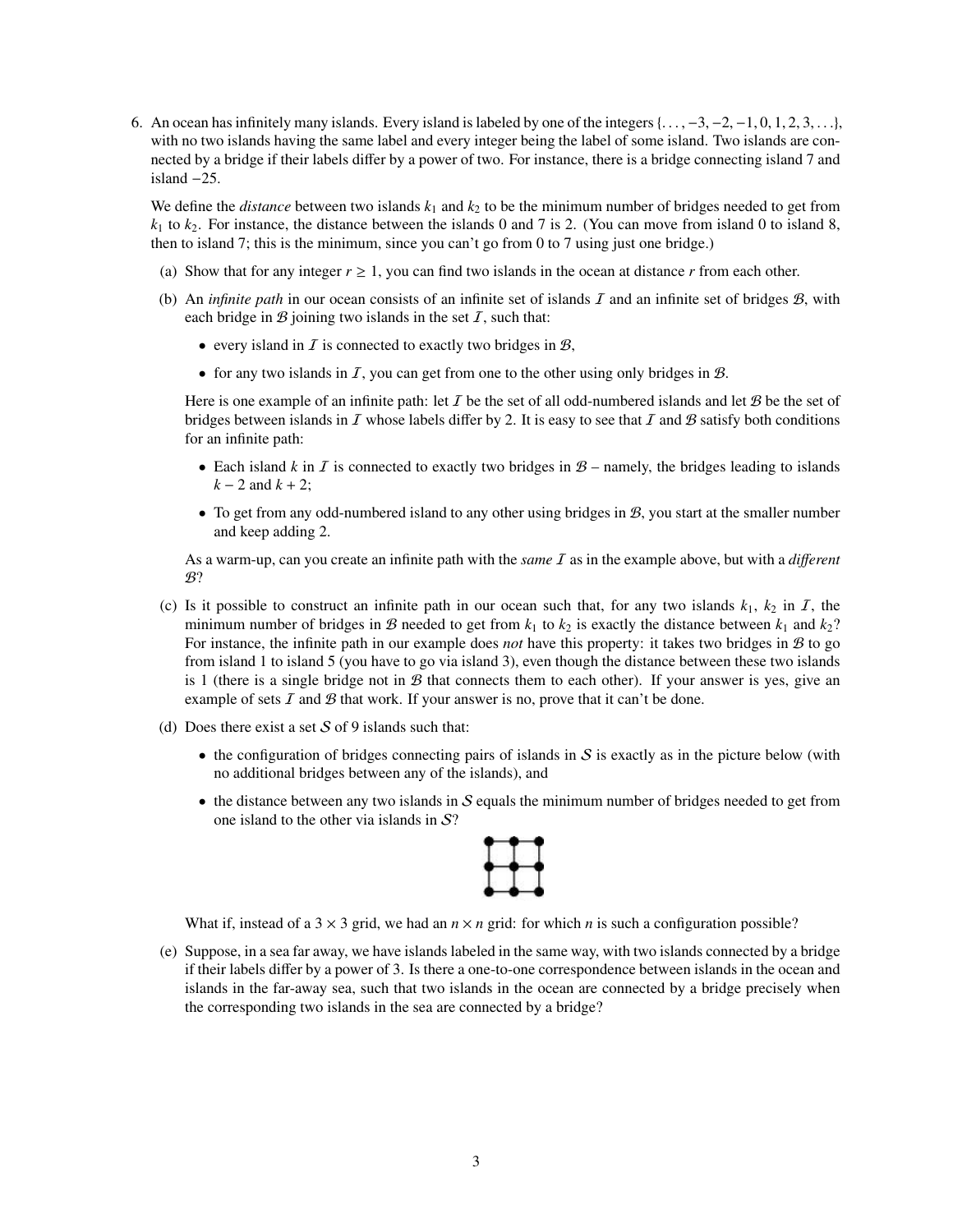6. An ocean has infinitely many islands. Every island is labeled by one of the integers $\{\ldots, -3, -2, -1, 0, 1, 2, 3, \ldots\}$, with no two islands having the same label and every integer being the label of some island. Two islands are connected by a bridge if their labels differ by a power of two. For instance, there is a bridge connecting island 7 and island $-25$.

   We define the *distance* between two islands $k_1$ and $k_2$ to be the minimum number of bridges needed to get from $k_1$ to $k_2$. For instance, the distance between the islands 0 and 7 is 2. (You can move from island 0 to island 8, then to island 7; this is the minimum, since you can't go from 0 to 7 using just one bridge.)

   (a) Show that for any integer $r \geq 1$, you can find two islands in the ocean at distance $r$ from each other.

   (b) An *infinite path* in our ocean consists of an infinite set of islands $\mathcal{I}$ and an infinite set of bridges $\mathcal{B}$, with each bridge in $\mathcal{B}$ joining two islands in the set $\mathcal{I}$, such that:

   - every island in $\mathcal{I}$ is connected to exactly two bridges in $\mathcal{B}$,
   - for any two islands in $\mathcal{I}$, you can get from one to the other using only bridges in $\mathcal{B}$.

   Here is one example of an infinite path: let $\mathcal{I}$ be the set of all odd-numbered islands and let $\mathcal{B}$ be the set of bridges between islands in $\mathcal{I}$ whose labels differ by 2. It is easy to see that $\mathcal{I}$ and $\mathcal{B}$ satisfy both conditions for an infinite path:

   - Each island $k$ in $\mathcal{I}$ is connected to exactly two bridges in $\mathcal{B}$ – namely, the bridges leading to islands $k-2$ and $k+2$;
   - To get from any odd-numbered island to any other using bridges in $\mathcal{B}$, you start at the smaller number and keep adding 2.

   As a warm-up, can you create an infinite path with the *same* $\mathcal{I}$ as in the example above, but with a *different* $\mathcal{B}$?

   (c) Is it possible to construct an infinite path in our ocean such that, for any two islands $k_1$, $k_2$ in $\mathcal{I}$, the minimum number of bridges in $\mathcal{B}$ needed to get from $k_1$ to $k_2$ is exactly the distance between $k_1$ and $k_2$? For instance, the infinite path in our example does *not* have this property: it takes two bridges in $\mathcal{B}$ to go from island 1 to island 5 (you have to go via island 3), even though the distance between these two islands is 1 (there is a single bridge not in $\mathcal{B}$ that connects them to each other). If your answer is yes, give an example of sets $\mathcal{I}$ and $\mathcal{B}$ that work. If your answer is no, prove that it can't be done.

   (d) Does there exist a set $\mathcal{S}$ of 9 islands such that:

   - the configuration of bridges connecting pairs of islands in $\mathcal{S}$ is exactly as in the picture below (with no additional bridges between any of the islands), and
   - the distance between any two islands in $\mathcal{S}$ equals the minimum number of bridges needed to get from one island to the other via islands in $\mathcal{S}$?

   What if, instead of a $3 \times 3$ grid, we had an $n \times n$ grid: for which $n$ is such a configuration possible?

   (e) Suppose, in a sea far away, we have islands labeled in the same way, with two islands connected by a bridge if their labels differ by a power of 3. Is there a one-to-one correspondence between islands in the ocean and islands in the far-away sea, such that two islands in the ocean are connected by a bridge precisely when the corresponding two islands in the sea are connected by a bridge?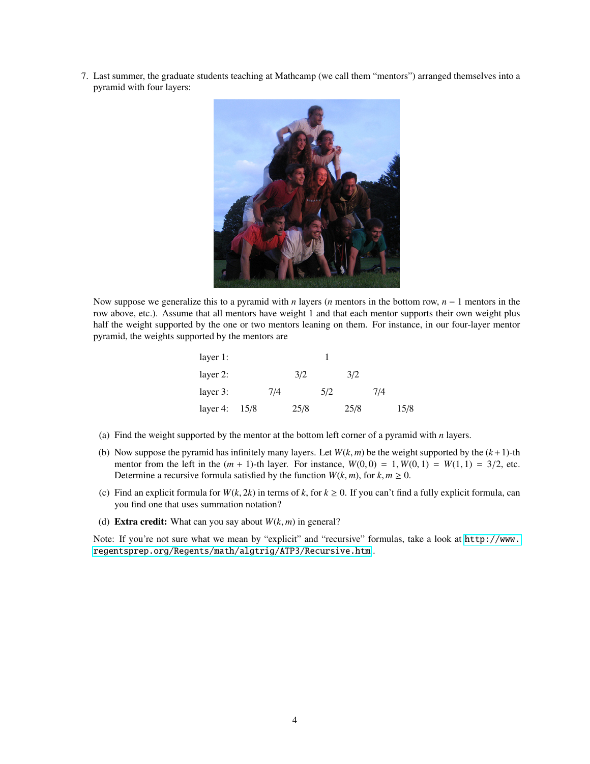7. Last summer, the graduate students teaching at Mathcamp (we call them "mentors") arranged themselves into a pyramid with four layers:

Now suppose we generalize this to a pyramid with $n$ layers ($n$ mentors in the bottom row, $n-1$ mentors in the row above, etc.). Assume that all mentors have weight 1 and that each mentor supports their own weight plus half the weight supported by the one or two mentors leaning on them. For instance, in our four-layer mentor pyramid, the weights supported by the mentors are

| | | | | | | | |
|---|---|---|---|---|---|---|---|
| layer 1: | | | | 1 | | | |
| layer 2: | | | 3/2 | | 3/2 | | |
| layer 3: | | 7/4 | | 5/2 | | 7/4 | |
| layer 4: | 15/8 | | 25/8 | | 25/8 | | 15/8 |

(a) Find the weight supported by the mentor at the bottom left corner of a pyramid with $n$ layers.

(b) Now suppose the pyramid has infinitely many layers. Let $W(k, m)$ be the weight supported by the $(k+1)$-th mentor from the left in the $(m+1)$-th layer. For instance, $W(0, 0) = 1, W(0, 1) = W(1, 1) = 3/2$, etc. Determine a recursive formula satisfied by the function $W(k, m)$, for $k, m \geq 0$.

(c) Find an explicit formula for $W(k, 2k)$ in terms of $k$, for $k \geq 0$. If you can't find a fully explicit formula, can you find one that uses summation notation?

(d) **Extra credit:** What can you say about $W(k, m)$ in general?

Note: If you're not sure what we mean by "explicit" and "recursive" formulas, take a look at http://www.regentsprep.org/Regents/math/algtrig/ATP3/Recursive.htm.